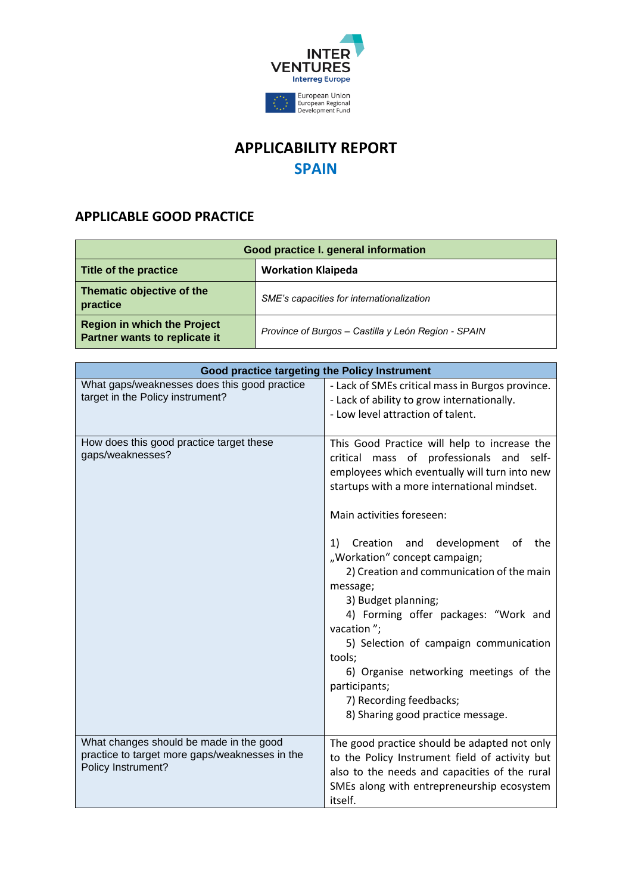# APPLICABILITY REPORT
## SPAIN

## APPLICABLE GOOD PRACTICE

| Good practice I. general information | |
|---|---|
| **Title of the practice** | **Workation Klaipeda** |
| **Thematic objective of the practice** | *SME's capacities for internationalization* |
| **Region in which the Project Partner wants to replicate it** | *Province of Burgos – Castilla y León Region - SPAIN* |

| Good practice targeting the Policy Instrument | |
|---|---|
| What gaps/weaknesses does this good practice target in the Policy instrument? | - Lack of SMEs critical mass in Burgos province.<br>- Lack of ability to grow internationally.<br>- Low level attraction of talent. |
| How does this good practice target these gaps/weaknesses? | This Good Practice will help to increase the critical mass of professionals and self-employees which eventually will turn into new startups with a more international mindset.<br><br>Main activities foreseen:<br><br>1) Creation and development of the „Workation" concept campaign;<br>2) Creation and communication of the main message;<br>3) Budget planning;<br>4) Forming offer packages: "Work and vacation";<br>5) Selection of campaign communication tools;<br>6) Organise networking meetings of the participants;<br>7) Recording feedbacks;<br>8) Sharing good practice message. |
| What changes should be made in the good practice to target more gaps/weaknesses in the Policy Instrument? | The good practice should be adapted not only to the Policy Instrument field of activity but also to the needs and capacities of the rural SMEs along with entrepreneurship ecosystem itself. |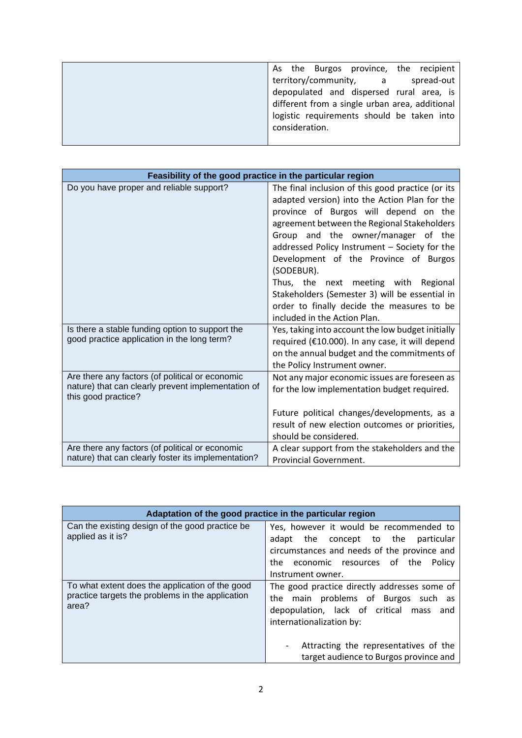| | |
|---|---|
| | As the Burgos province, the recipient territory/community, a spread-out depopulated and dispersed rural area, is different from a single urban area, additional logistic requirements should be taken into consideration. |

| Feasibility of the good practice in the particular region | |
|---|---|
| Do you have proper and reliable support? | The final inclusion of this good practice (or its adapted version) into the Action Plan for the province of Burgos will depend on the agreement between the Regional Stakeholders Group and the owner/manager of the addressed Policy Instrument – Society for the Development of the Province of Burgos (SODEBUR).<br>Thus, the next meeting with Regional Stakeholders (Semester 3) will be essential in order to finally decide the measures to be included in the Action Plan. |
| Is there a stable funding option to support the good practice application in the long term? | Yes, taking into account the low budget initially required (€10.000). In any case, it will depend on the annual budget and the commitments of the Policy Instrument owner. |
| Are there any factors (of political or economic nature) that can clearly prevent implementation of this good practice? | Not any major economic issues are foreseen as for the low implementation budget required.<br><br>Future political changes/developments, as a result of new election outcomes or priorities, should be considered. |
| Are there any factors (of political or economic nature) that can clearly foster its implementation? | A clear support from the stakeholders and the Provincial Government. |

| Adaptation of the good practice in the particular region | |
|---|---|
| Can the existing design of the good practice be applied as it is? | Yes, however it would be recommended to adapt the concept to the particular circumstances and needs of the province and the economic resources of the Policy Instrument owner. |
| To what extent does the application of the good practice targets the problems in the application area? | The good practice directly addresses some of the main problems of Burgos such as depopulation, lack of critical mass and internationalization by:<br><br>- Attracting the representatives of the target audience to Burgos province and |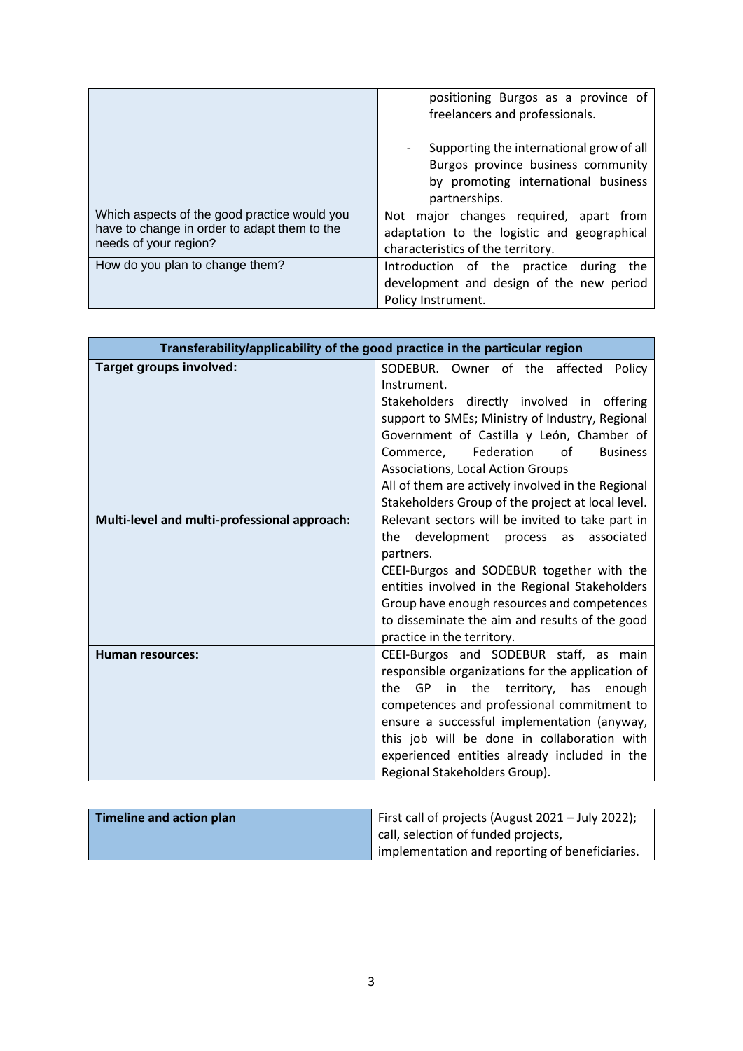| | |
|---|---|
| | positioning Burgos as a province of freelancers and professionals.<br><br>- Supporting the international grow of all Burgos province business community by promoting international business partnerships. |
| Which aspects of the good practice would you have to change in order to adapt them to the needs of your region? | Not major changes required, apart from adaptation to the logistic and geographical characteristics of the territory. |
| How do you plan to change them? | Introduction of the practice during the development and design of the new period Policy Instrument. |

| **Transferability/applicability of the good practice in the particular region** | |
|---|---|
| **Target groups involved:** | SODEBUR. Owner of the affected Policy Instrument.<br>Stakeholders directly involved in offering support to SMEs; Ministry of Industry, Regional Government of Castilla y León, Chamber of Commerce, Federation of Business Associations, Local Action Groups<br>All of them are actively involved in the Regional Stakeholders Group of the project at local level. |
| **Multi-level and multi-professional approach:** | Relevant sectors will be invited to take part in the development process as associated partners.<br>CEEI-Burgos and SODEBUR together with the entities involved in the Regional Stakeholders Group have enough resources and competences to disseminate the aim and results of the good practice in the territory. |
| **Human resources:** | CEEI-Burgos and SODEBUR staff, as main responsible organizations for the application of the GP in the territory, has enough competences and professional commitment to ensure a successful implementation (anyway, this job will be done in collaboration with experienced entities already included in the Regional Stakeholders Group). |

| **Timeline and action plan** | First call of projects (August 2021 – July 2022); call, selection of funded projects, implementation and reporting of beneficiaries. |
|---|---|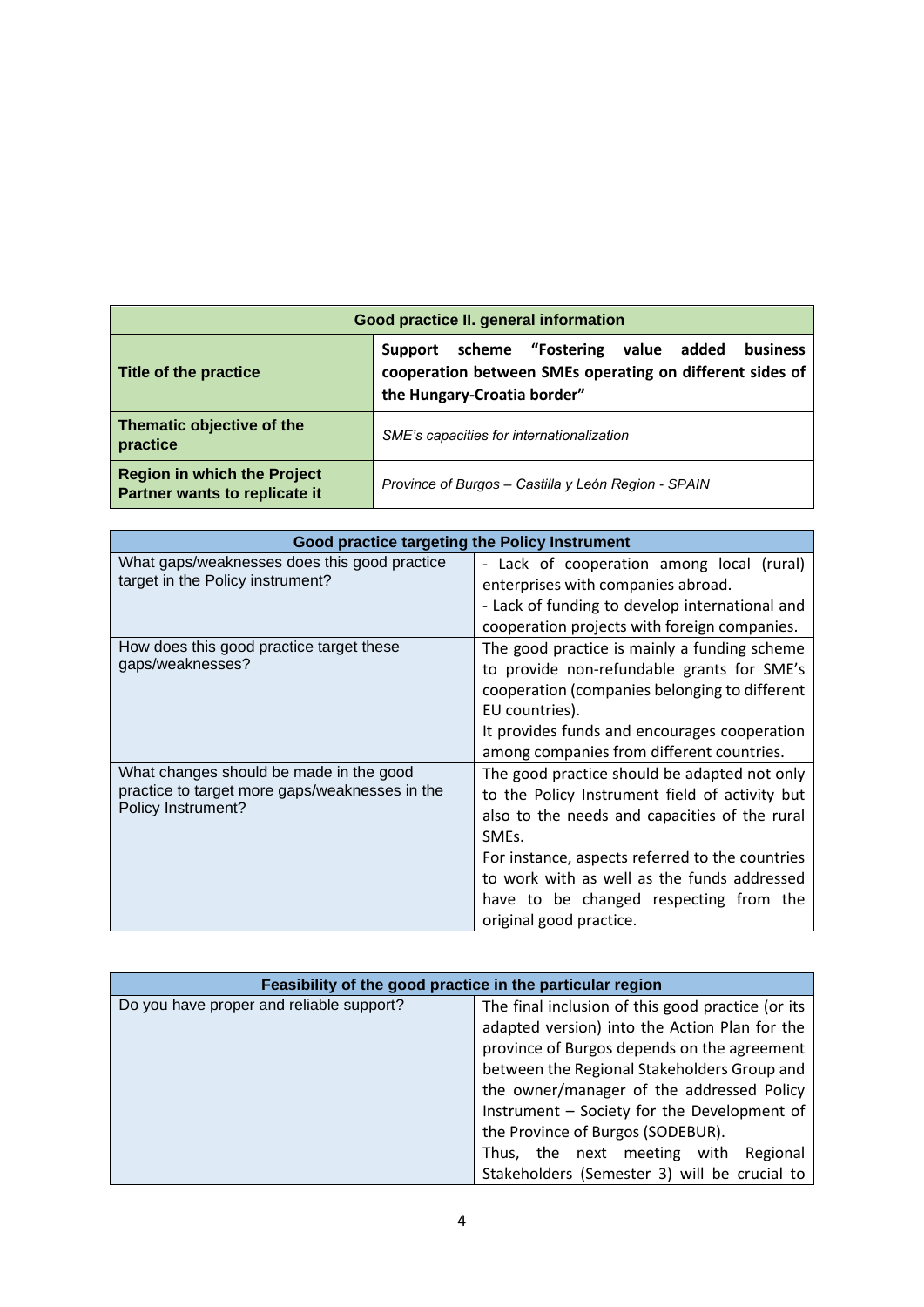| Good practice II. general information | |
|---|---|
| **Title of the practice** | **Support scheme "Fostering value added business cooperation between SMEs operating on different sides of the Hungary-Croatia border"** |
| **Thematic objective of the practice** | *SME's capacities for internationalization* |
| **Region in which the Project Partner wants to replicate it** | *Province of Burgos – Castilla y León Region - SPAIN* |

| Good practice targeting the Policy Instrument | |
|---|---|
| What gaps/weaknesses does this good practice target in the Policy instrument? | - Lack of cooperation among local (rural) enterprises with companies abroad.<br>- Lack of funding to develop international and cooperation projects with foreign companies. |
| How does this good practice target these gaps/weaknesses? | The good practice is mainly a funding scheme to provide non-refundable grants for SME's cooperation (companies belonging to different EU countries).<br>It provides funds and encourages cooperation among companies from different countries. |
| What changes should be made in the good practice to target more gaps/weaknesses in the Policy Instrument? | The good practice should be adapted not only to the Policy Instrument field of activity but also to the needs and capacities of the rural SMEs.<br>For instance, aspects referred to the countries to work with as well as the funds addressed have to be changed respecting from the original good practice. |

| Feasibility of the good practice in the particular region | |
|---|---|
| Do you have proper and reliable support? | The final inclusion of this good practice (or its adapted version) into the Action Plan for the province of Burgos depends on the agreement between the Regional Stakeholders Group and the owner/manager of the addressed Policy Instrument – Society for the Development of the Province of Burgos (SODEBUR).<br>Thus, the next meeting with Regional Stakeholders (Semester 3) will be crucial to |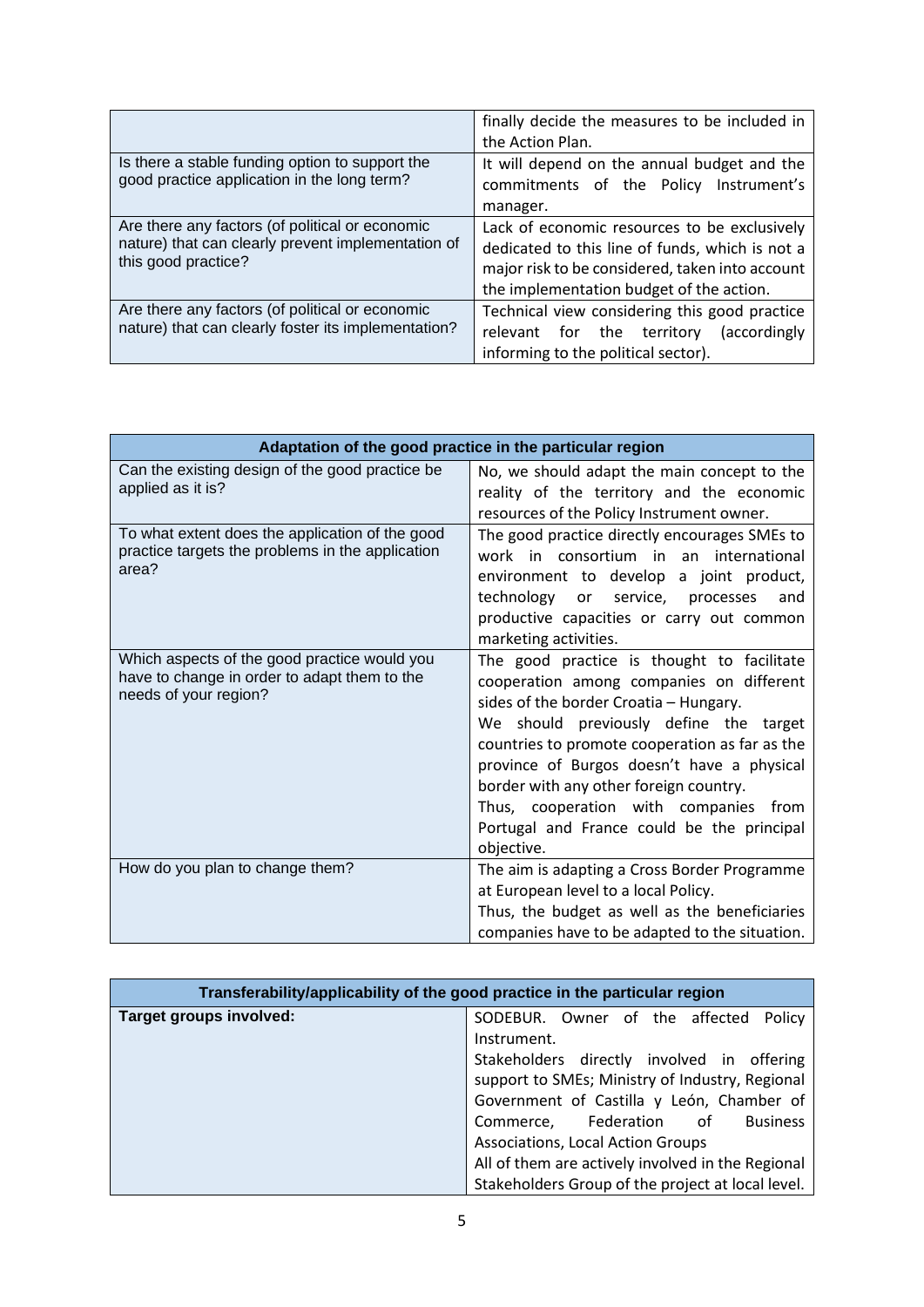| | |
|---|---|
| | finally decide the measures to be included in the Action Plan. |
| Is there a stable funding option to support the good practice application in the long term? | It will depend on the annual budget and the commitments of the Policy Instrument's manager. |
| Are there any factors (of political or economic nature) that can clearly prevent implementation of this good practice? | Lack of economic resources to be exclusively dedicated to this line of funds, which is not a major risk to be considered, taken into account the implementation budget of the action. |
| Are there any factors (of political or economic nature) that can clearly foster its implementation? | Technical view considering this good practice relevant for the territory (accordingly informing to the political sector). |

| **Adaptation of the good practice in the particular region** | |
|---|---|
| Can the existing design of the good practice be applied as it is? | No, we should adapt the main concept to the reality of the territory and the economic resources of the Policy Instrument owner. |
| To what extent does the application of the good practice targets the problems in the application area? | The good practice directly encourages SMEs to work in consortium in an international environment to develop a joint product, technology or service, processes and productive capacities or carry out common marketing activities. |
| Which aspects of the good practice would you have to change in order to adapt them to the needs of your region? | The good practice is thought to facilitate cooperation among companies on different sides of the border Croatia – Hungary.<br>We should previously define the target countries to promote cooperation as far as the province of Burgos doesn't have a physical border with any other foreign country.<br>Thus, cooperation with companies from Portugal and France could be the principal objective. |
| How do you plan to change them? | The aim is adapting a Cross Border Programme at European level to a local Policy.<br>Thus, the budget as well as the beneficiaries companies have to be adapted to the situation. |

| **Transferability/applicability of the good practice in the particular region** | |
|---|---|
| **Target groups involved:** | SODEBUR. Owner of the affected Policy Instrument.<br>Stakeholders directly involved in offering support to SMEs; Ministry of Industry, Regional Government of Castilla y León, Chamber of Commerce, Federation of Business Associations, Local Action Groups<br>All of them are actively involved in the Regional Stakeholders Group of the project at local level. |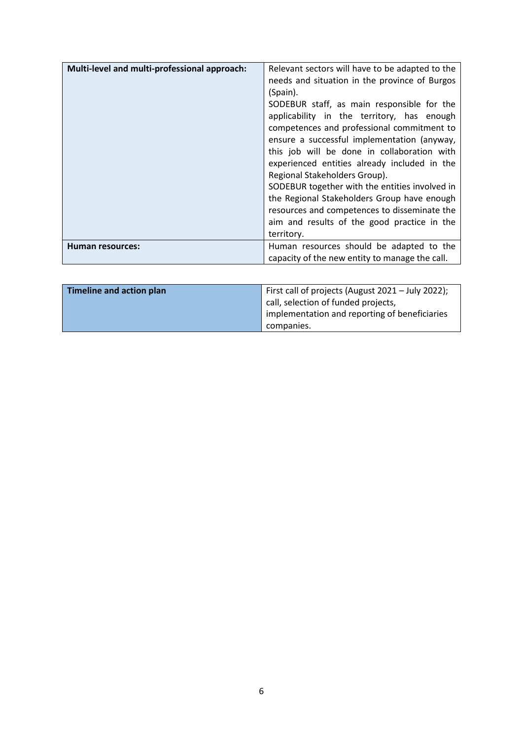| | |
|---|---|
| **Multi-level and multi-professional approach:** | Relevant sectors will have to be adapted to the needs and situation in the province of Burgos (Spain).<br>SODEBUR staff, as main responsible for the applicability in the territory, has enough competences and professional commitment to ensure a successful implementation (anyway, this job will be done in collaboration with experienced entities already included in the Regional Stakeholders Group).<br>SODEBUR together with the entities involved in the Regional Stakeholders Group have enough resources and competences to disseminate the aim and results of the good practice in the territory. |
| **Human resources:** | Human resources should be adapted to the capacity of the new entity to manage the call. |

| | |
|---|---|
| **Timeline and action plan** | First call of projects (August 2021 – July 2022); call, selection of funded projects, implementation and reporting of beneficiaries companies. |